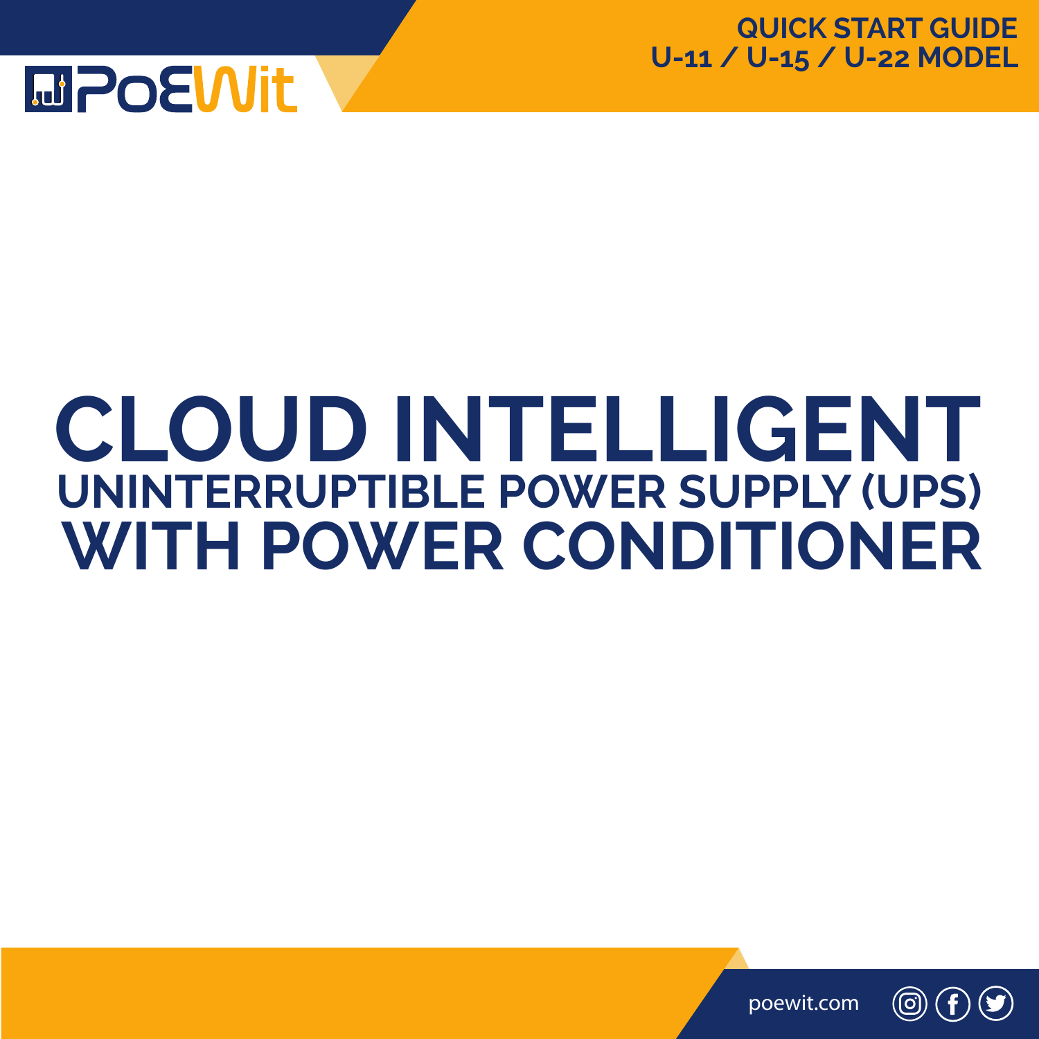PoEWit

**QUICK START GUIDE**
**U-11 / U-15 / U-22 MODEL**

# CLOUD INTELLIGENT
## UNINTERRUPTIBLE POWER SUPPLY (UPS)
# WITH POWER CONDITIONER

poewit.com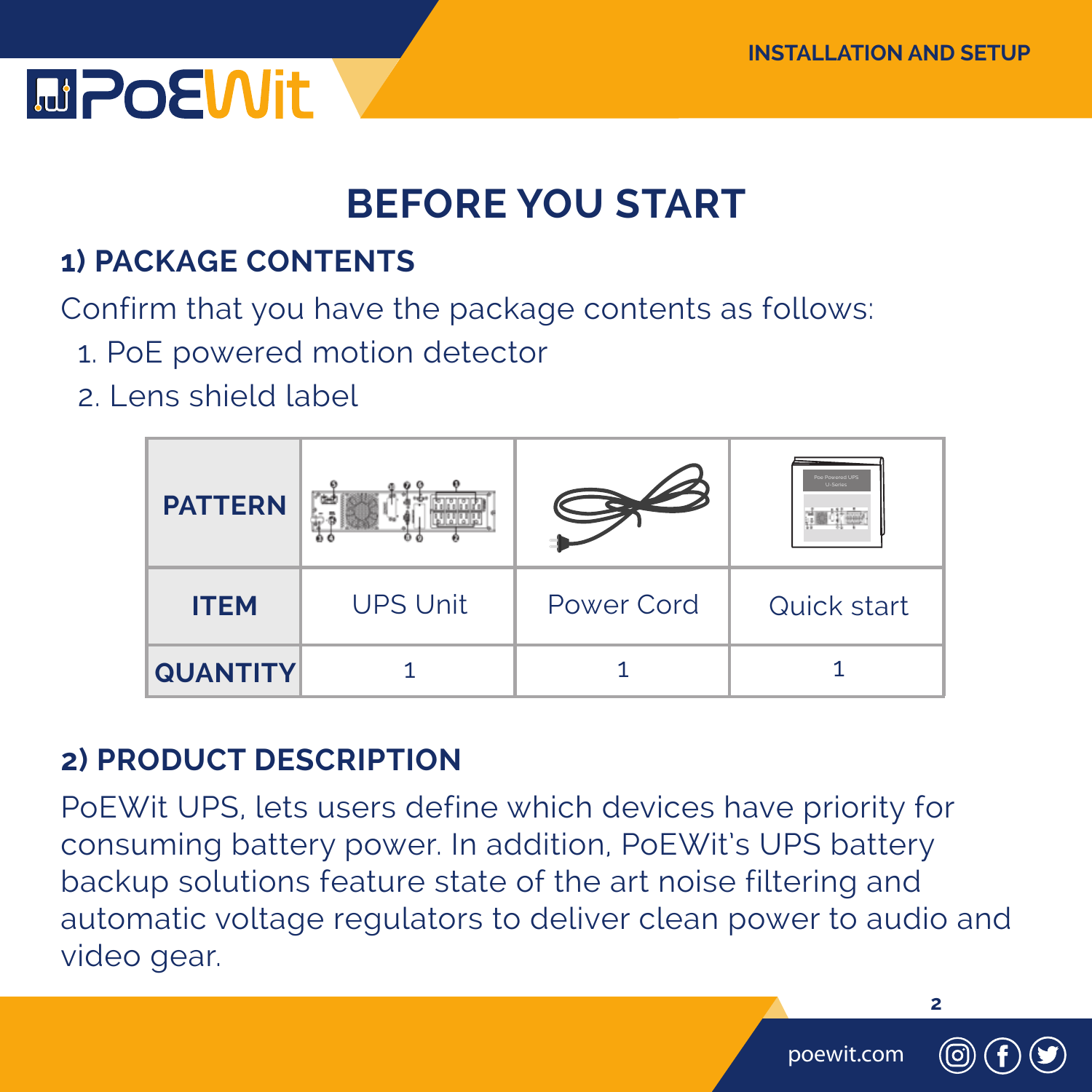# BEFORE YOU START

## 1) PACKAGE CONTENTS

Confirm that you have the package contents as follows:

1. PoE powered motion detector
2. Lens shield label

| PATTERN | | | |
|---|---|---|---|
| ITEM | UPS Unit | Power Cord | Quick start |
| QUANTITY | 1 | 1 | 1 |

## 2) PRODUCT DESCRIPTION

PoEWit UPS, lets users define which devices have priority for consuming battery power. In addition, PoEWit's UPS battery backup solutions feature state of the art noise filtering and automatic voltage regulators to deliver clean power to audio and video gear.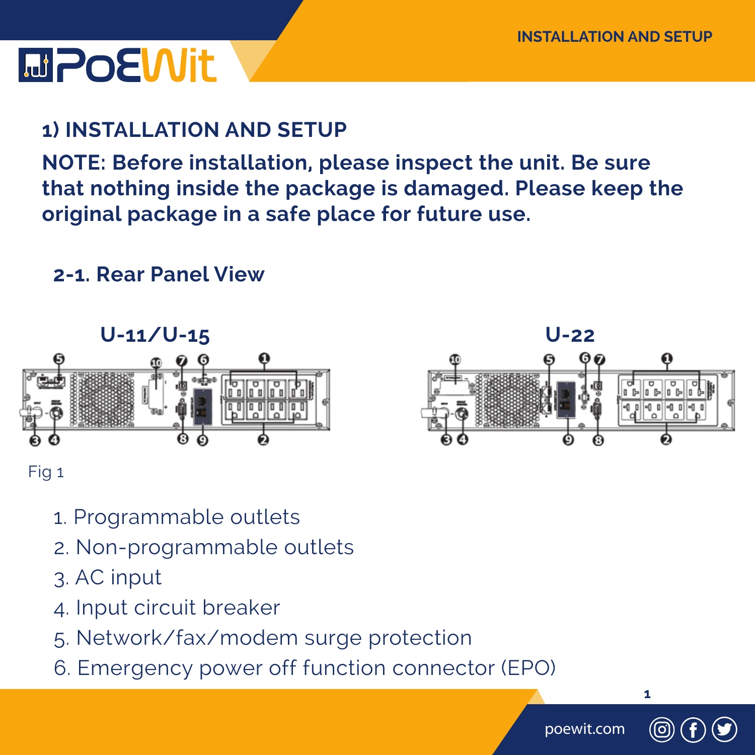## 1) INSTALLATION AND SETUP

**NOTE: Before installation, please inspect the unit. Be sure that nothing inside the package is damaged. Please keep the original package in a safe place for future use.**

### 2-1. Rear Panel View

U-11/U-15

U-22

Fig 1

1. Programmable outlets
2. Non-programmable outlets
3. AC input
4. Input circuit breaker
5. Network/fax/modem surge protection
6. Emergency power off function connector (EPO)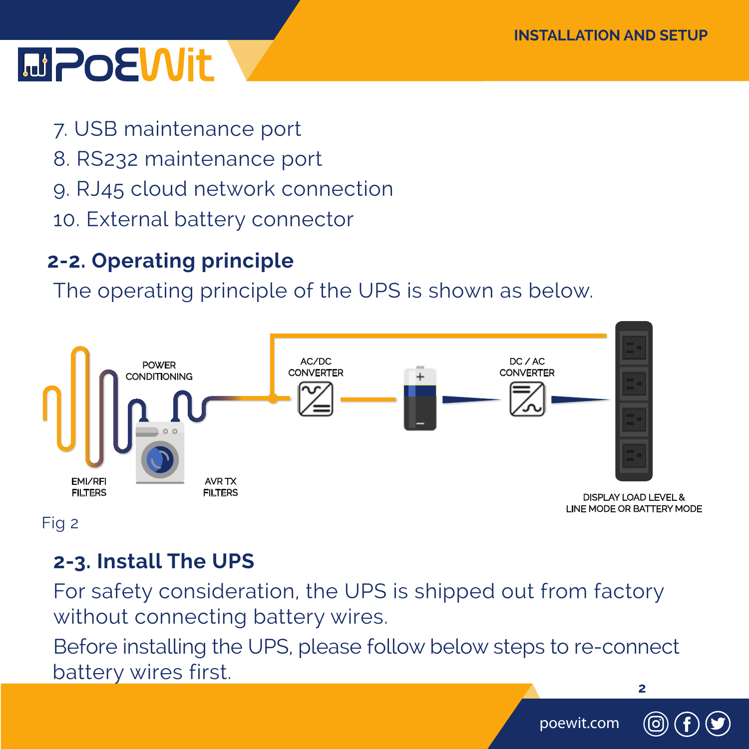7. USB maintenance port
8. RS232 maintenance port
9. RJ45 cloud network connection
10. External battery connector

## 2-2. Operating principle

The operating principle of the UPS is shown as below.

POWER CONDITIONING

AC/DC CONVERTER

DC / AC CONVERTER

EMI/RFI FILTERS

AVR TX FILTERS

DISPLAY LOAD LEVEL & LINE MODE OR BATTERY MODE

Fig 2

## 2-3. Install The UPS

For safety consideration, the UPS is shipped out from factory without connecting battery wires.

Before installing the UPS, please follow below steps to re-connect battery wires first.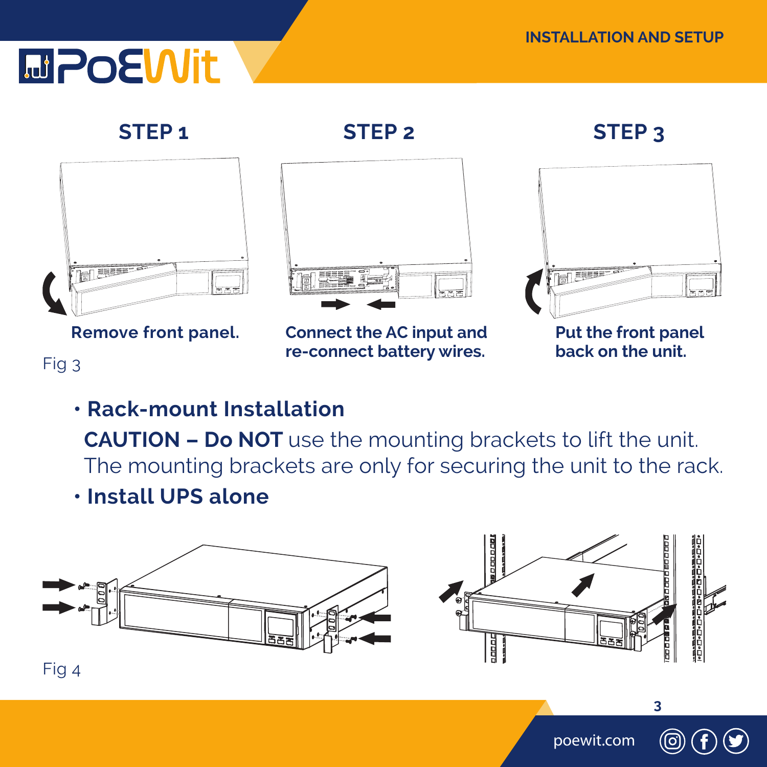### STEP 1

Remove front panel.

### STEP 2

Connect the AC input and re-connect battery wires.

### STEP 3

Put the front panel back on the unit.

Fig 3

- **Rack-mount Installation**

  **CAUTION – Do NOT** use the mounting brackets to lift the unit. The mounting brackets are only for securing the unit to the rack.

- **Install UPS alone**

Fig 4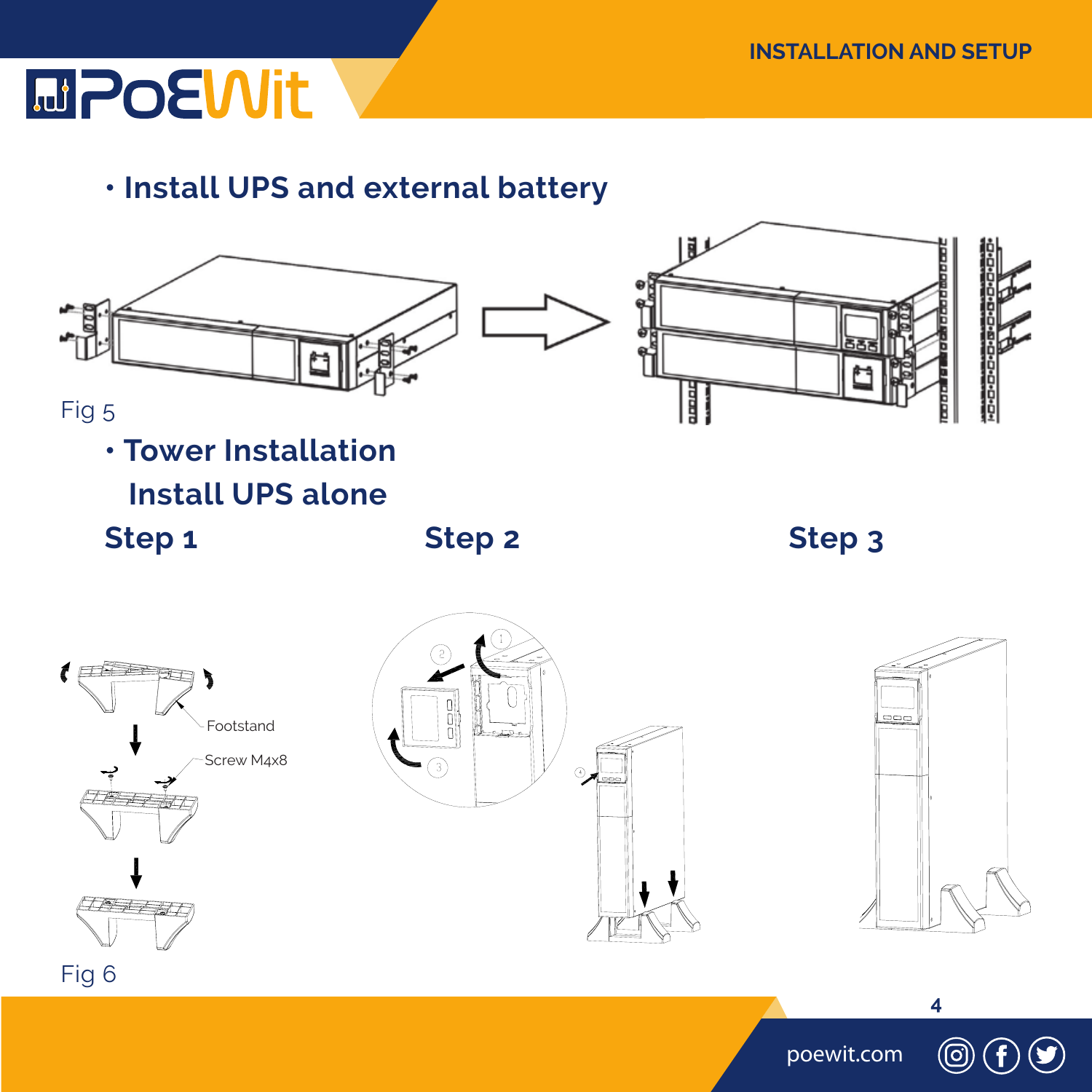- **Install UPS and external battery**

Fig 5

- **Tower Installation**

**Install UPS alone**

**Step 1**

Footstand

Screw M4x8

**Step 2**

**Step 3**

Fig 6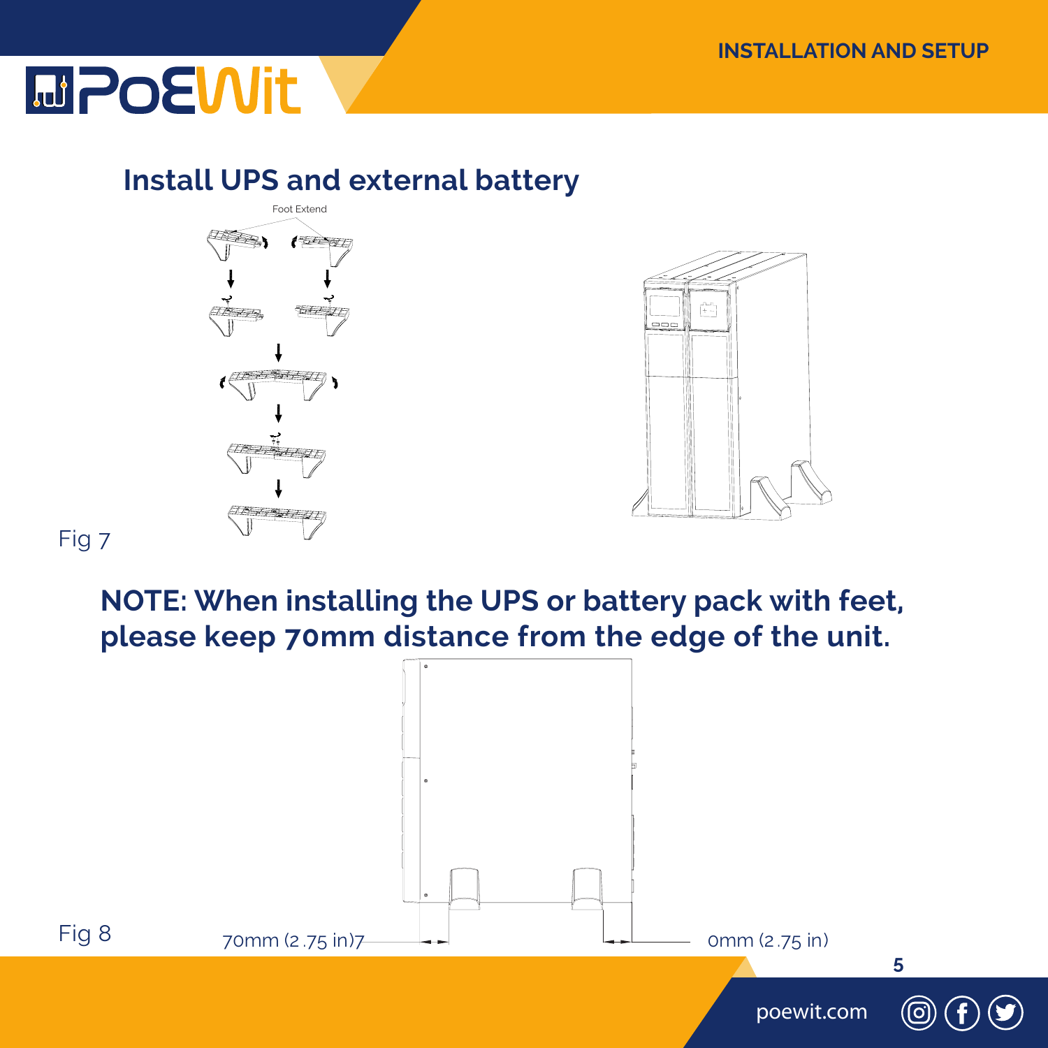## Install UPS and external battery

Foot Extend

Fig 7

**NOTE: When installing the UPS or battery pack with feet, please keep 70mm distance from the edge of the unit.**

Fig 8

70mm (2.75 in)7

0mm (2.75 in)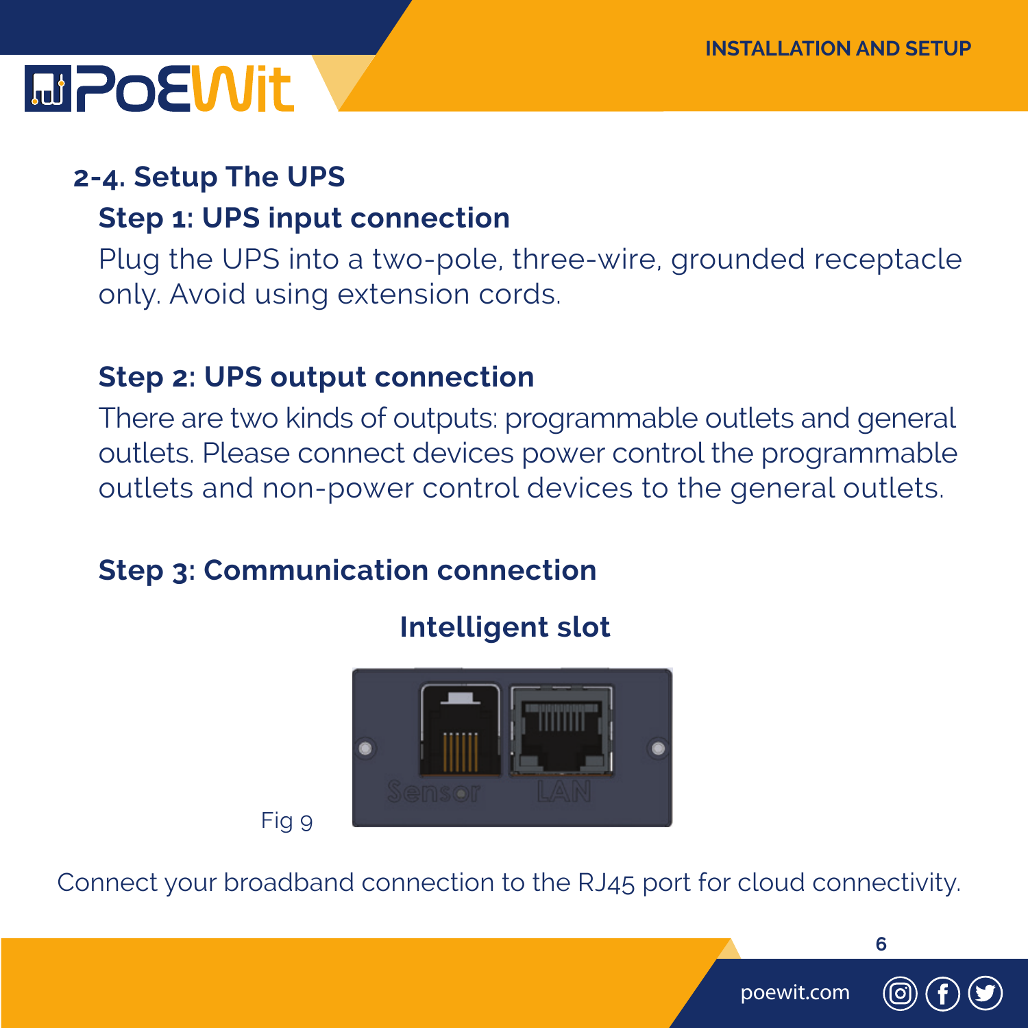## 2-4. Setup The UPS

### Step 1: UPS input connection

Plug the UPS into a two-pole, three-wire, grounded receptacle only. Avoid using extension cords.

### Step 2: UPS output connection

There are two kinds of outputs: programmable outlets and general outlets. Please connect devices power control the programmable outlets and non-power control devices to the general outlets.

### Step 3: Communication connection

**Intelligent slot**

Fig 9

Connect your broadband connection to the RJ45 port for cloud connectivity.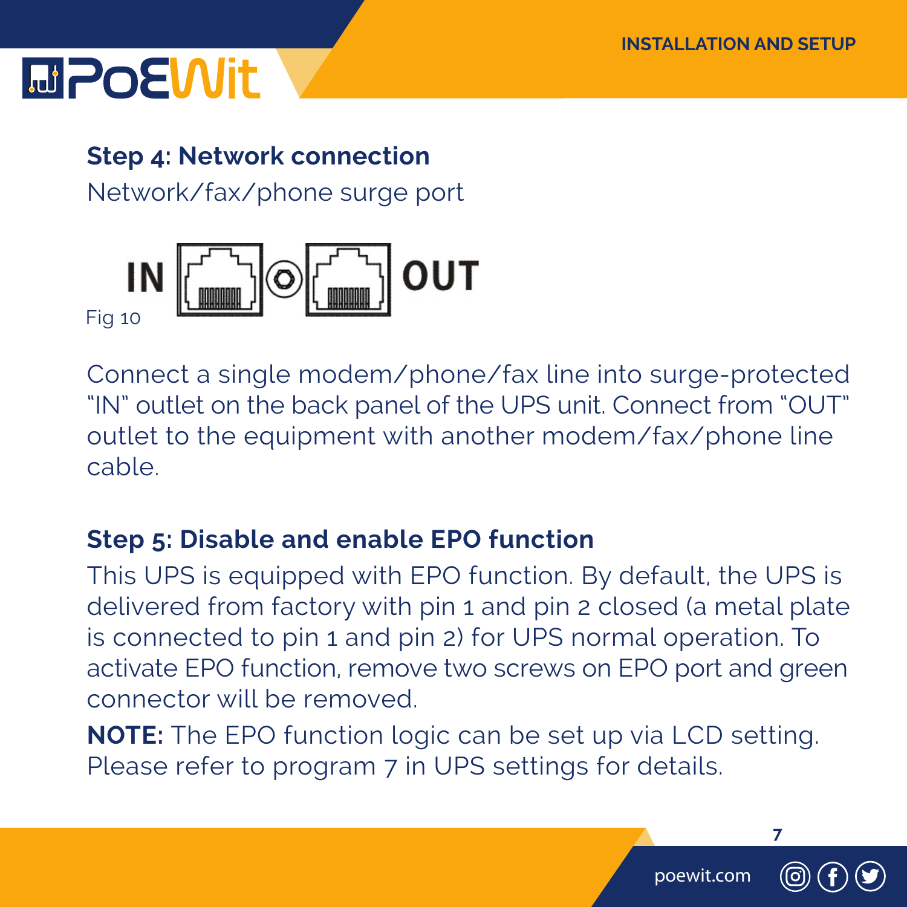### Step 4: Network connection

Network/fax/phone surge port

IN OUT

Fig 10

Connect a single modem/phone/fax line into surge-protected "IN" outlet on the back panel of the UPS unit. Connect from "OUT" outlet to the equipment with another modem/fax/phone line cable.

### Step 5: Disable and enable EPO function

This UPS is equipped with EPO function. By default, the UPS is delivered from factory with pin 1 and pin 2 closed (a metal plate is connected to pin 1 and pin 2) for UPS normal operation. To activate EPO function, remove two screws on EPO port and green connector will be removed.

**NOTE:** The EPO function logic can be set up via LCD setting. Please refer to program 7 in UPS settings for details.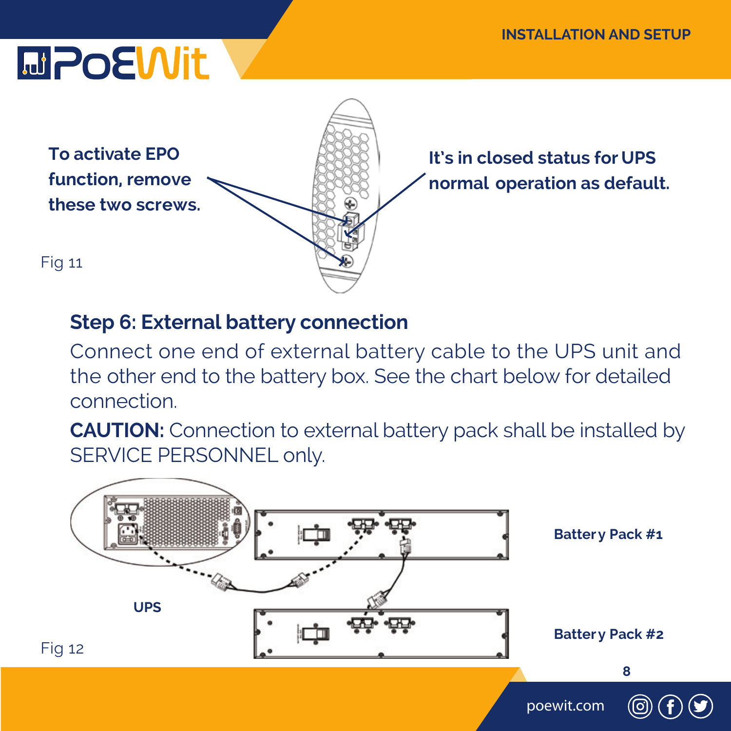To activate EPO function, remove these two screws.

It's in closed status for UPS normal operation as default.

Fig 11

## Step 6: External battery connection

Connect one end of external battery cable to the UPS unit and the other end to the battery box. See the chart below for detailed connection.

**CAUTION:** Connection to external battery pack shall be installed by SERVICE PERSONNEL only.

UPS

Battery Pack #1

Battery Pack #2

Fig 12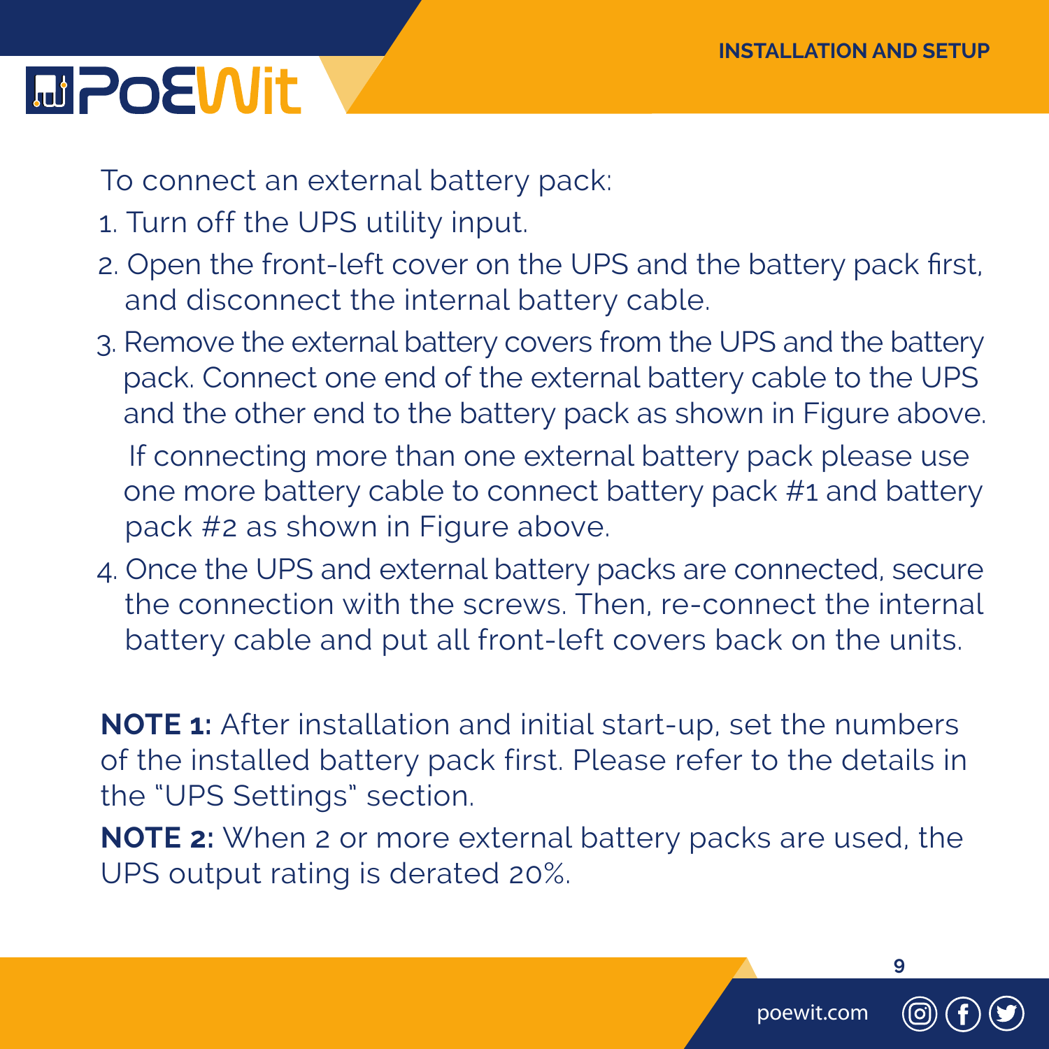To connect an external battery pack:

1. Turn off the UPS utility input.
2. Open the front-left cover on the UPS and the battery pack first, and disconnect the internal battery cable.
3. Remove the external battery covers from the UPS and the battery pack. Connect one end of the external battery cable to the UPS and the other end to the battery pack as shown in Figure above.

   If connecting more than one external battery pack please use one more battery cable to connect battery pack #1 and battery pack #2 as shown in Figure above.
4. Once the UPS and external battery packs are connected, secure the connection with the screws. Then, re-connect the internal battery cable and put all front-left covers back on the units.

**NOTE 1:** After installation and initial start-up, set the numbers of the installed battery pack first. Please refer to the details in the "UPS Settings" section.

**NOTE 2:** When 2 or more external battery packs are used, the UPS output rating is derated 20%.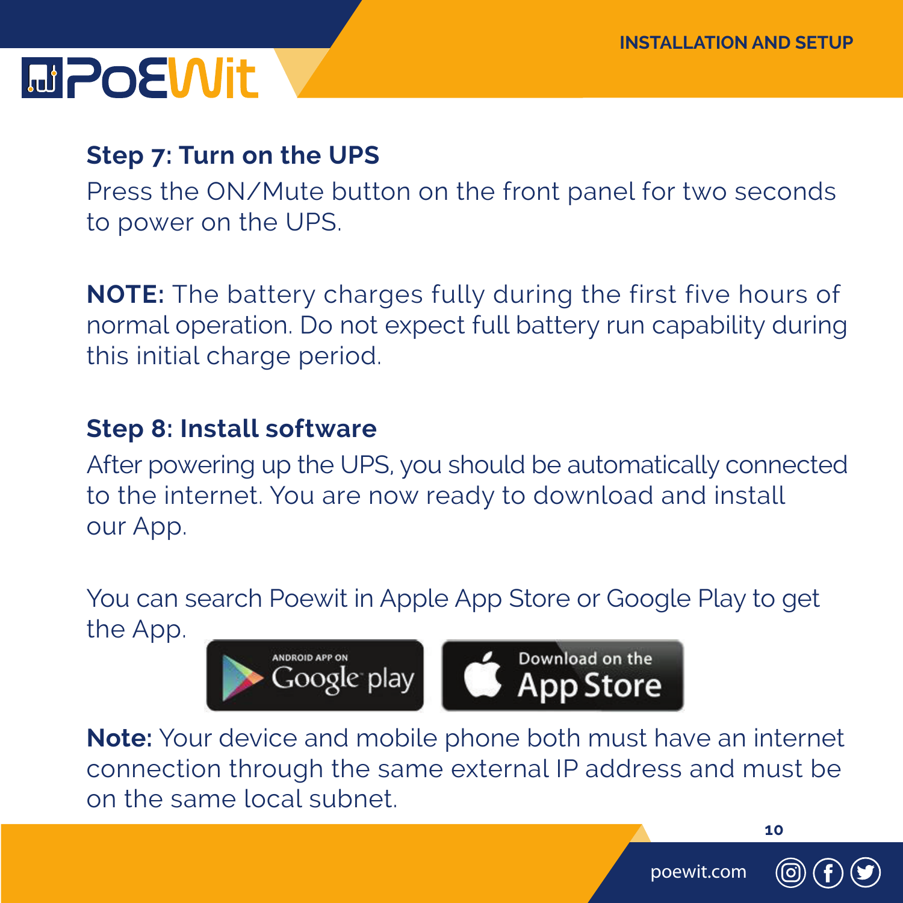## Step 7: Turn on the UPS

Press the ON/Mute button on the front panel for two seconds to power on the UPS.

**NOTE:** The battery charges fully during the first five hours of normal operation. Do not expect full battery run capability during this initial charge period.

## Step 8: Install software

After powering up the UPS, you should be automatically connected to the internet. You are now ready to download and install our App.

You can search Poewit in Apple App Store or Google Play to get the App.

**Note:** Your device and mobile phone both must have an internet connection through the same external IP address and must be on the same local subnet.